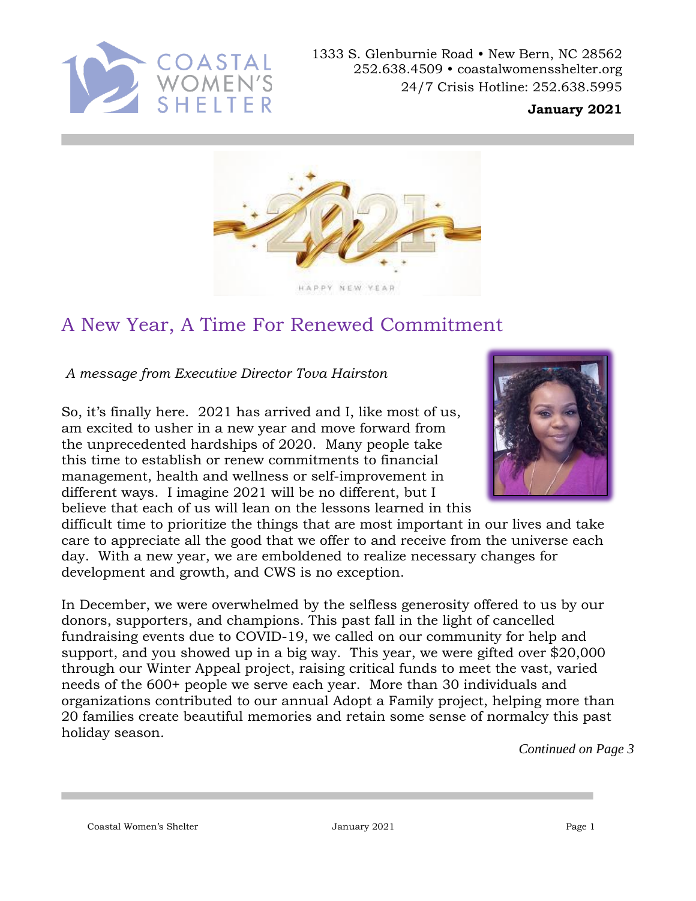COASTAL WOMEN'S SHELTER

1333 S. Glenburnie Road • New Bern, NC 28562
252.638.4509 • coastalwomensshelter.org
24/7 Crisis Hotline: 252.638.5995

**January 2021**

## A New Year, A Time For Renewed Commitment

*A message from Executive Director Tova Hairston*

So, it's finally here. 2021 has arrived and I, like most of us, am excited to usher in a new year and move forward from the unprecedented hardships of 2020. Many people take this time to establish or renew commitments to financial management, health and wellness or self-improvement in different ways. I imagine 2021 will be no different, but I believe that each of us will lean on the lessons learned in this difficult time to prioritize the things that are most important in our lives and take care to appreciate all the good that we offer to and receive from the universe each day. With a new year, we are emboldened to realize necessary changes for development and growth, and CWS is no exception.

In December, we were overwhelmed by the selfless generosity offered to us by our donors, supporters, and champions. This past fall in the light of cancelled fundraising events due to COVID-19, we called on our community for help and support, and you showed up in a big way. This year, we were gifted over $20,000 through our Winter Appeal project, raising critical funds to meet the vast, varied needs of the 600+ people we serve each year. More than 30 individuals and organizations contributed to our annual Adopt a Family project, helping more than 20 families create beautiful memories and retain some sense of normalcy this past holiday season.

*Continued on Page 3*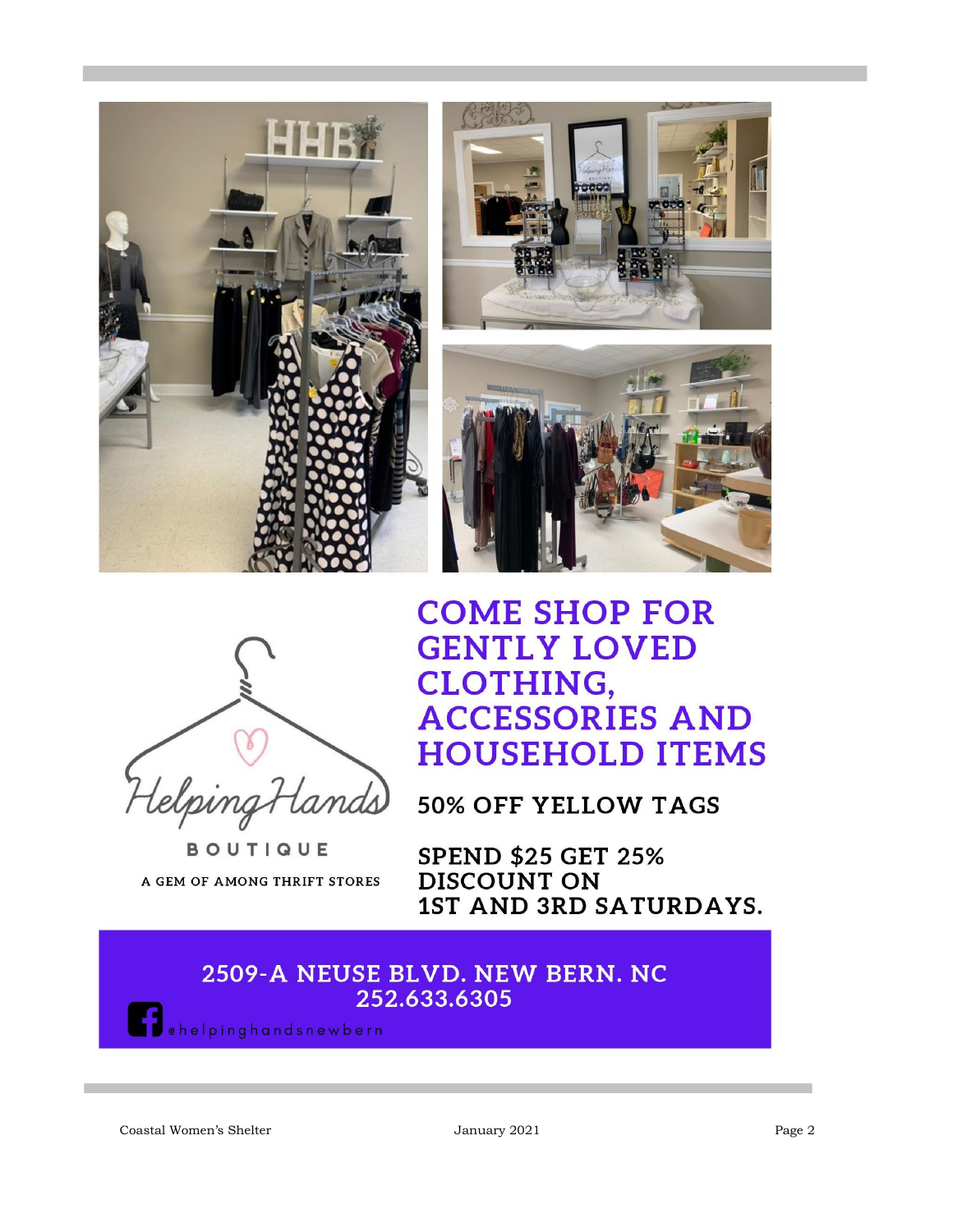Helping Hands

BOUTIQUE

A GEM OF AMONG THRIFT STORES

# COME SHOP FOR GENTLY LOVED CLOTHING, ACCESSORIES AND HOUSEHOLD ITEMS

**50% OFF YELLOW TAGS**

**SPEND $25 GET 25% DISCOUNT ON 1ST AND 3RD SATURDAYS.**

**2509-A NEUSE BLVD. NEW BERN. NC**
**252.633.6305**

@helpinghandsnewbern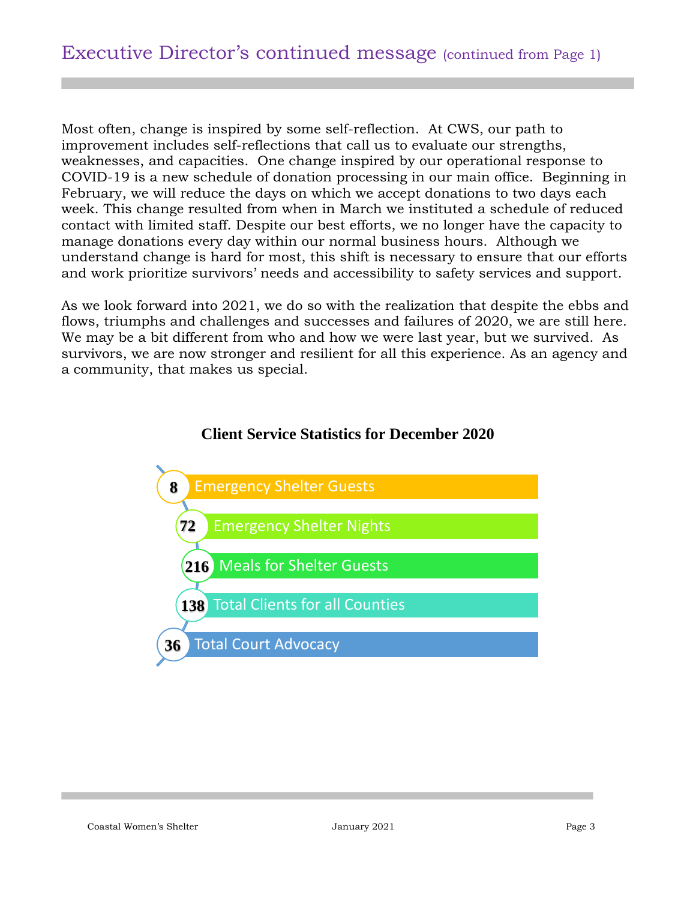# Executive Director's continued message (continued from Page 1)

Most often, change is inspired by some self-reflection. At CWS, our path to improvement includes self-reflections that call us to evaluate our strengths, weaknesses, and capacities. One change inspired by our operational response to COVID-19 is a new schedule of donation processing in our main office. Beginning in February, we will reduce the days on which we accept donations to two days each week. This change resulted from when in March we instituted a schedule of reduced contact with limited staff. Despite our best efforts, we no longer have the capacity to manage donations every day within our normal business hours. Although we understand change is hard for most, this shift is necessary to ensure that our efforts and work prioritize survivors' needs and accessibility to safety services and support.

As we look forward into 2021, we do so with the realization that despite the ebbs and flows, triumphs and challenges and successes and failures of 2020, we are still here. We may be a bit different from who and how we were last year, but we survived. As survivors, we are now stronger and resilient for all this experience. As an agency and a community, that makes us special.

## Client Service Statistics for December 2020

- **8** Emergency Shelter Guests
- **72** Emergency Shelter Nights
- **216** Meals for Shelter Guests
- **138** Total Clients for all Counties
- **36** Total Court Advocacy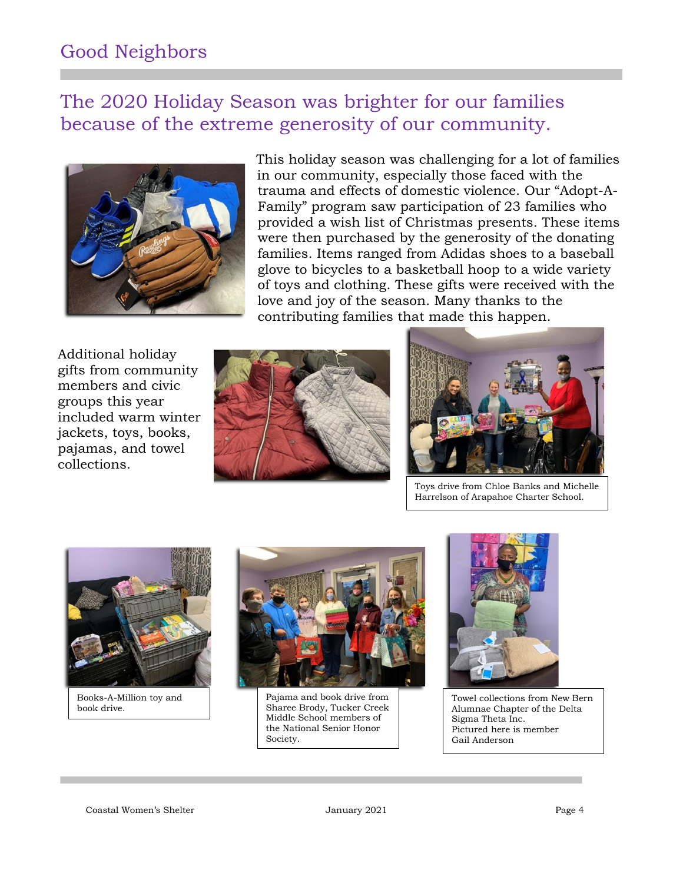## Good Neighbors

## The 2020 Holiday Season was brighter for our families because of the extreme generosity of our community.

This holiday season was challenging for a lot of families in our community, especially those faced with the trauma and effects of domestic violence. Our "Adopt-A-Family" program saw participation of 23 families who provided a wish list of Christmas presents. These items were then purchased by the generosity of the donating families. Items ranged from Adidas shoes to a baseball glove to bicycles to a basketball hoop to a wide variety of toys and clothing. These gifts were received with the love and joy of the season. Many thanks to the contributing families that made this happen.

Additional holiday gifts from community members and civic groups this year included warm winter jackets, toys, books, pajamas, and towel collections.

Toys drive from Chloe Banks and Michelle Harrelson of Arapahoe Charter School.

Books-A-Million toy and book drive.

Pajama and book drive from Sharee Brody, Tucker Creek Middle School members of the National Senior Honor Society.

Towel collections from New Bern Alumnae Chapter of the Delta Sigma Theta Inc.
Pictured here is member Gail Anderson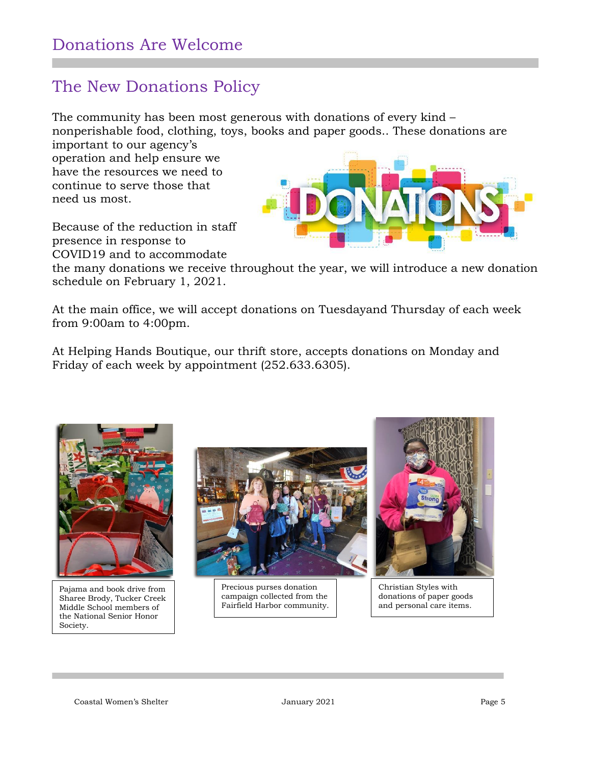# Donations Are Welcome

## The New Donations Policy

The community has been most generous with donations of every kind – nonperishable food, clothing, toys, books and paper goods.. These donations are important to our agency's operation and help ensure we have the resources we need to continue to serve those that need us most.

Because of the reduction in staff presence in response to COVID19 and to accommodate the many donations we receive throughout the year, we will introduce a new donation schedule on February 1, 2021.

At the main office, we will accept donations on Tuesdayand Thursday of each week from 9:00am to 4:00pm.

At Helping Hands Boutique, our thrift store, accepts donations on Monday and Friday of each week by appointment (252.633.6305).

Pajama and book drive from Sharee Brody, Tucker Creek Middle School members of the National Senior Honor Society.

Precious purses donation campaign collected from the Fairfield Harbor community.

Christian Styles with donations of paper goods and personal care items.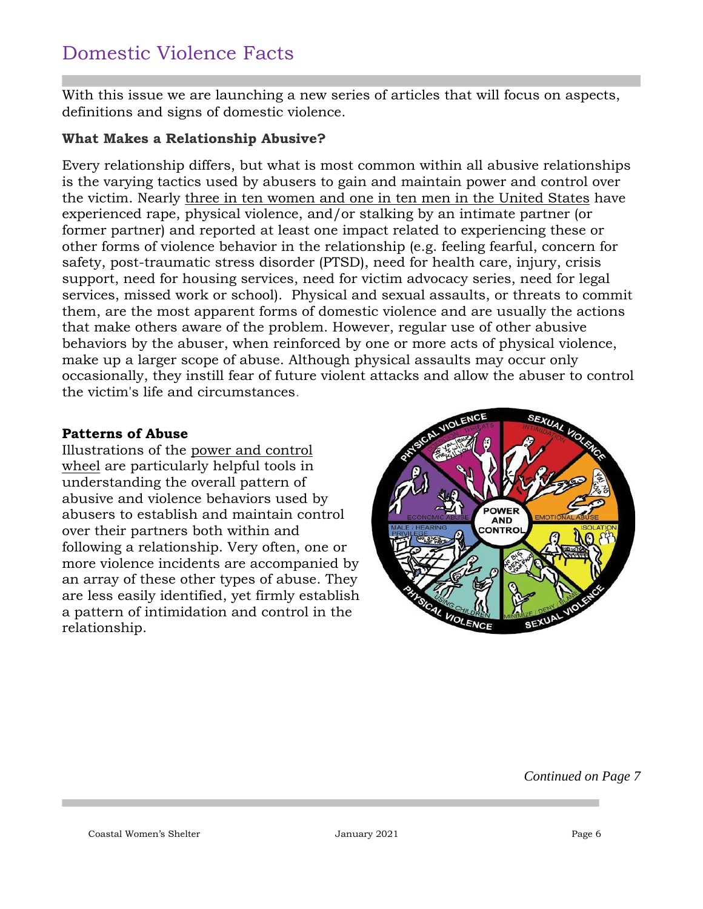# Domestic Violence Facts

With this issue we are launching a new series of articles that will focus on aspects, definitions and signs of domestic violence.

**What Makes a Relationship Abusive?**

Every relationship differs, but what is most common within all abusive relationships is the varying tactics used by abusers to gain and maintain power and control over the victim. Nearly three in ten women and one in ten men in the United States have experienced rape, physical violence, and/or stalking by an intimate partner (or former partner) and reported at least one impact related to experiencing these or other forms of violence behavior in the relationship (e.g. feeling fearful, concern for safety, post-traumatic stress disorder (PTSD), need for health care, injury, crisis support, need for housing services, need for victim advocacy series, need for legal services, missed work or school). Physical and sexual assaults, or threats to commit them, are the most apparent forms of domestic violence and are usually the actions that make others aware of the problem. However, regular use of other abusive behaviors by the abuser, when reinforced by one or more acts of physical violence, make up a larger scope of abuse. Although physical assaults may occur only occasionally, they instill fear of future violent attacks and allow the abuser to control the victim's life and circumstances.

**Patterns of Abuse**

Illustrations of the power and control wheel are particularly helpful tools in understanding the overall pattern of abusive and violence behaviors used by abusers to establish and maintain control over their partners both within and following a relationship. Very often, one or more violence incidents are accompanied by an array of these other types of abuse. They are less easily identified, yet firmly establish a pattern of intimidation and control in the relationship.

*Continued on Page 7*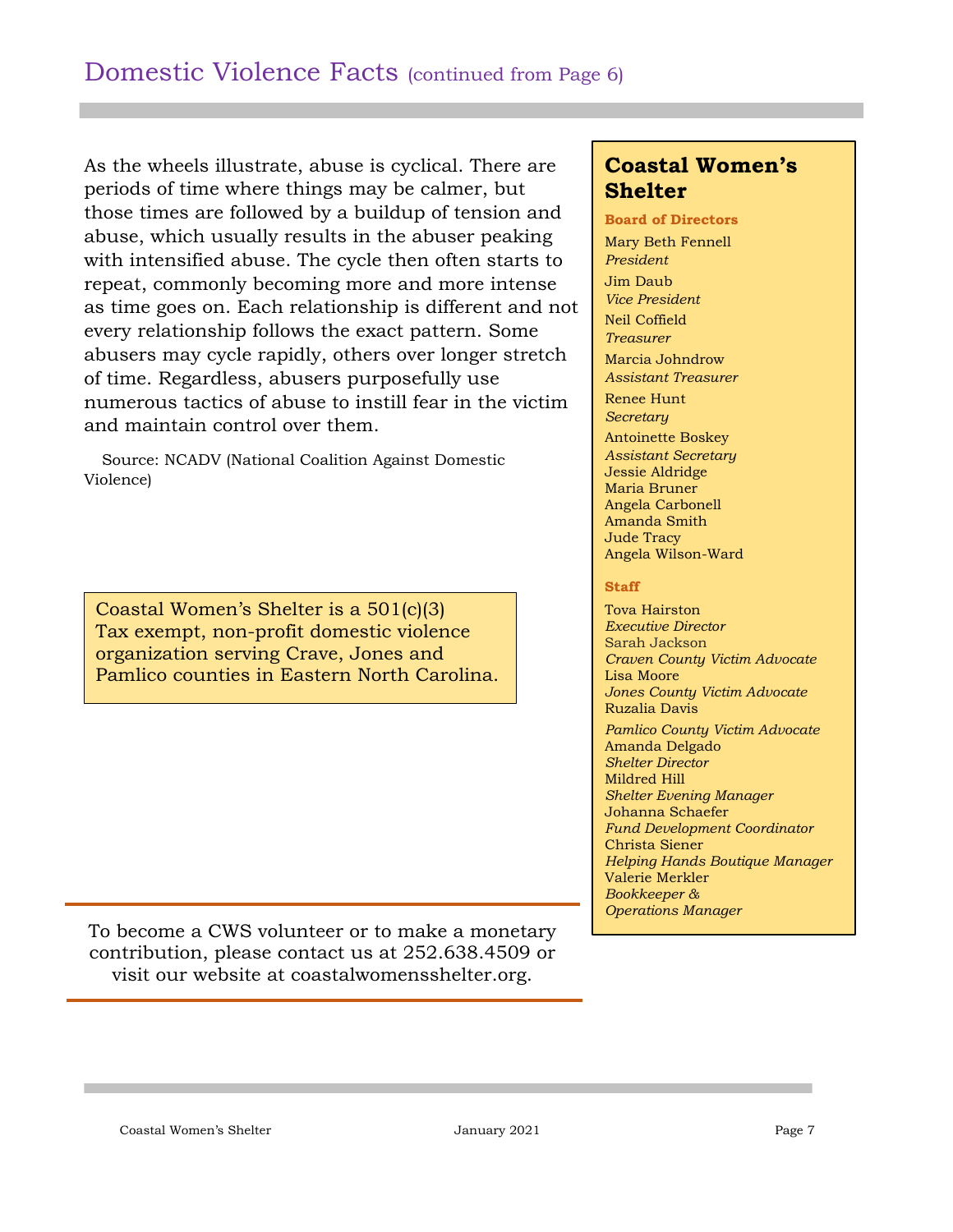# Domestic Violence Facts (continued from Page 6)

As the wheels illustrate, abuse is cyclical. There are periods of time where things may be calmer, but those times are followed by a buildup of tension and abuse, which usually results in the abuser peaking with intensified abuse. The cycle then often starts to repeat, commonly becoming more and more intense as time goes on. Each relationship is different and not every relationship follows the exact pattern. Some abusers may cycle rapidly, others over longer stretch of time. Regardless, abusers purposefully use numerous tactics of abuse to instill fear in the victim and maintain control over them.

Source: NCADV (National Coalition Against Domestic Violence)

Coastal Women's Shelter is a 501(c)(3) Tax exempt, non-profit domestic violence organization serving Crave, Jones and Pamlico counties in Eastern North Carolina.

To become a CWS volunteer or to make a monetary contribution, please contact us at 252.638.4509 or visit our website at coastalwomensshelter.org.

## Coastal Women's Shelter

**Board of Directors**

Mary Beth Fennell
*President*

Jim Daub
*Vice President*

Neil Coffield
*Treasurer*

Marcia Johndrow
*Assistant Treasurer*

Renee Hunt
*Secretary*

Antoinette Boskey
*Assistant Secretary*

Jessie Aldridge
Maria Bruner
Angela Carbonell
Amanda Smith
Jude Tracy
Angela Wilson-Ward

**Staff**

Tova Hairston
*Executive Director*

Sarah Jackson
*Craven County Victim Advocate*

Lisa Moore
*Jones County Victim Advocate*

Ruzalia Davis
*Pamlico County Victim Advocate*

Amanda Delgado
*Shelter Director*

Mildred Hill
*Shelter Evening Manager*

Johanna Schaefer
*Fund Development Coordinator*

Christa Siener
*Helping Hands Boutique Manager*

Valerie Merkler
*Bookkeeper & Operations Manager*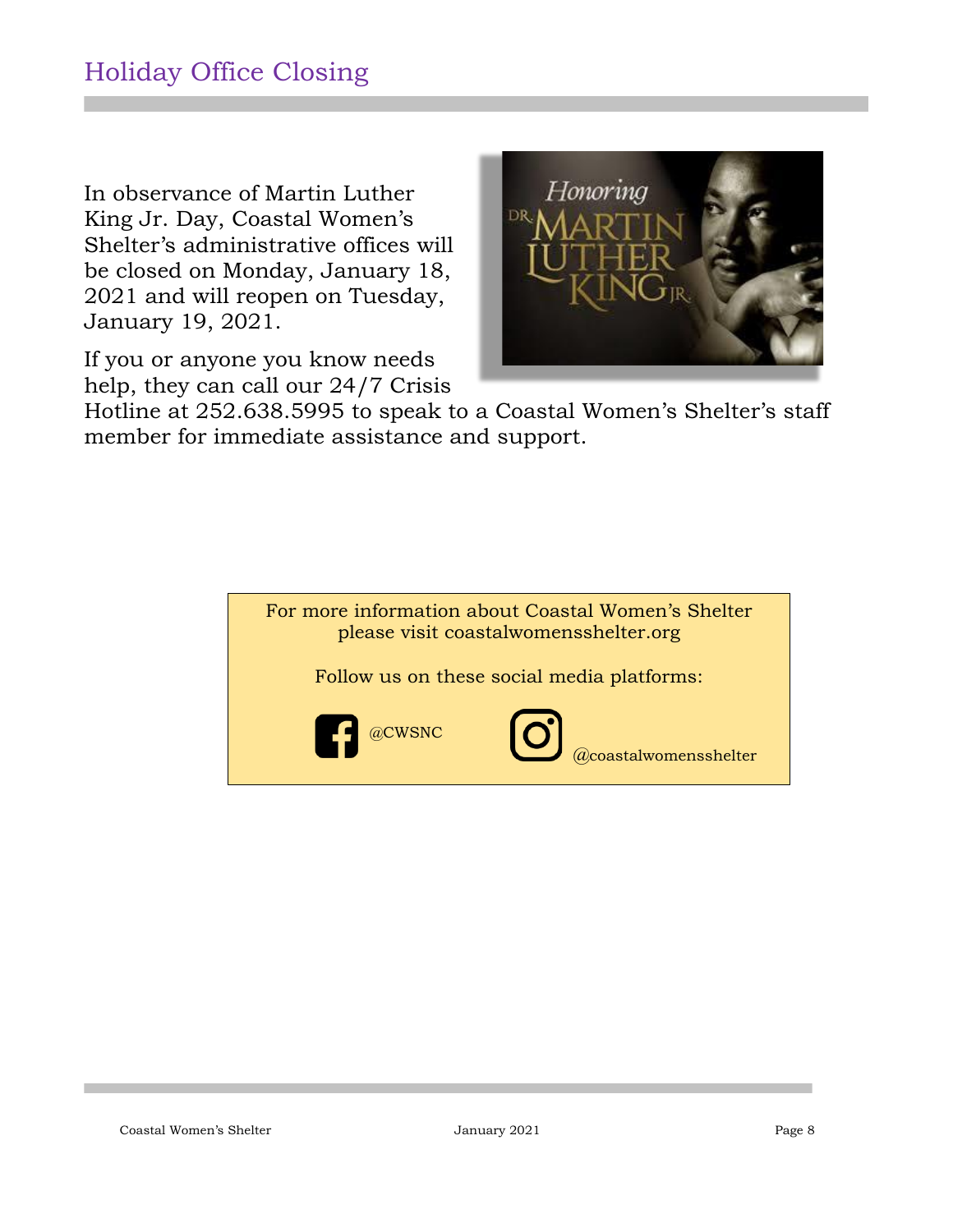## Holiday Office Closing

In observance of Martin Luther King Jr. Day, Coastal Women's Shelter's administrative offices will be closed on Monday, January 18, 2021 and will reopen on Tuesday, January 19, 2021.

If you or anyone you know needs help, they can call our 24/7 Crisis Hotline at 252.638.5995 to speak to a Coastal Women's Shelter's staff member for immediate assistance and support.

For more information about Coastal Women's Shelter please visit coastalwomensshelter.org

Follow us on these social media platforms:

@CWSNC

@coastalwomensshelter